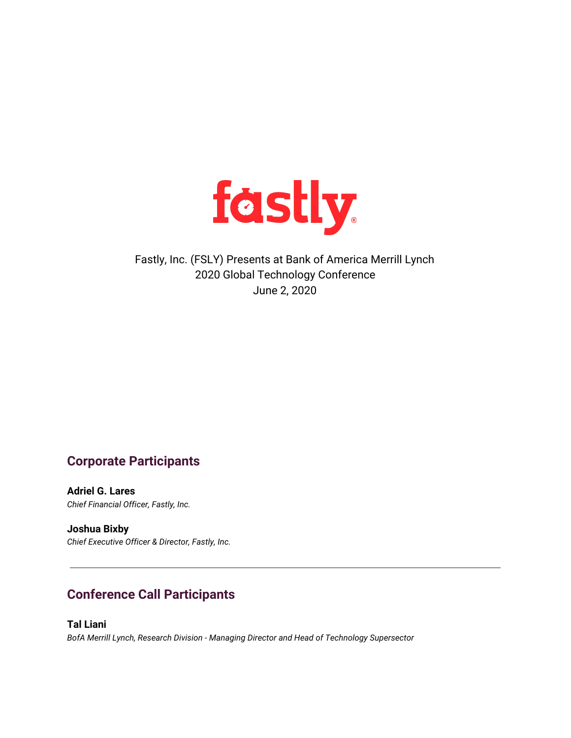fastly

Fastly, Inc. (FSLY) Presents at Bank of America Merrill Lynch
2020 Global Technology Conference
June 2, 2020

## Corporate Participants

**Adriel G. Lares**
*Chief Financial Officer, Fastly, Inc.*

**Joshua Bixby**
*Chief Executive Officer & Director, Fastly, Inc.*

---

## Conference Call Participants

**Tal Liani**
*BofA Merrill Lynch, Research Division - Managing Director and Head of Technology Supersector*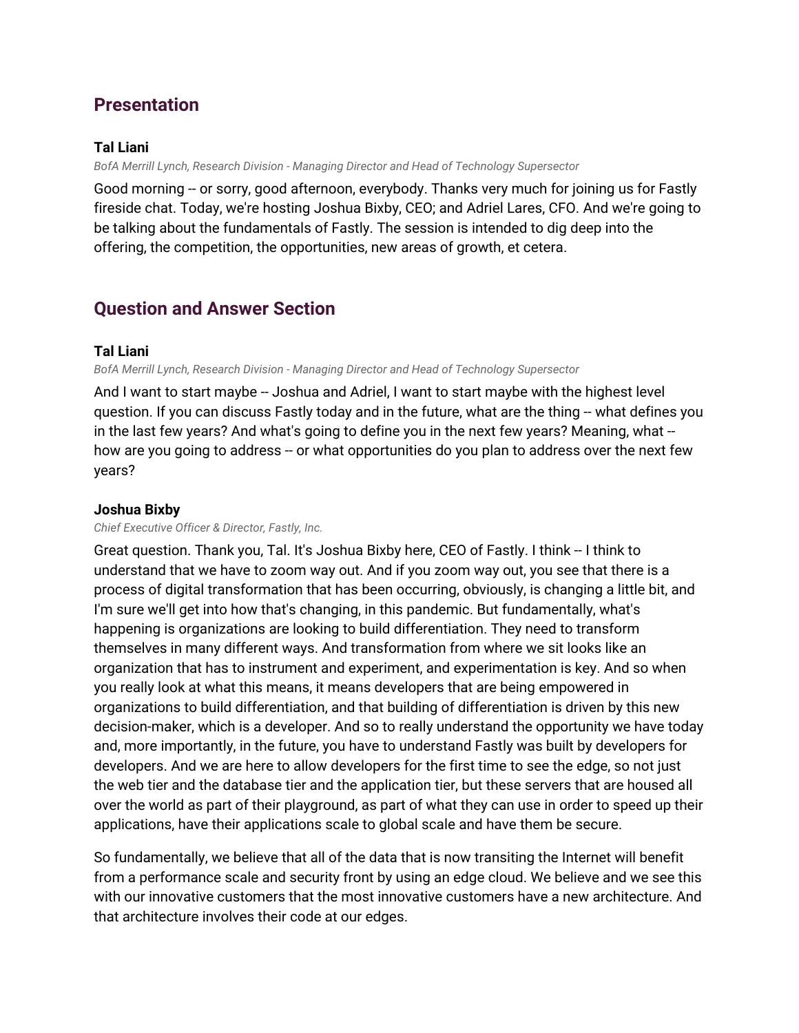## Presentation

**Tal Liani**

*BofA Merrill Lynch, Research Division - Managing Director and Head of Technology Supersector*

Good morning -- or sorry, good afternoon, everybody. Thanks very much for joining us for Fastly fireside chat. Today, we're hosting Joshua Bixby, CEO; and Adriel Lares, CFO. And we're going to be talking about the fundamentals of Fastly. The session is intended to dig deep into the offering, the competition, the opportunities, new areas of growth, et cetera.

## Question and Answer Section

**Tal Liani**

*BofA Merrill Lynch, Research Division - Managing Director and Head of Technology Supersector*

And I want to start maybe -- Joshua and Adriel, I want to start maybe with the highest level question. If you can discuss Fastly today and in the future, what are the thing -- what defines you in the last few years? And what's going to define you in the next few years? Meaning, what -- how are you going to address -- or what opportunities do you plan to address over the next few years?

**Joshua Bixby**

*Chief Executive Officer & Director, Fastly, Inc.*

Great question. Thank you, Tal. It's Joshua Bixby here, CEO of Fastly. I think -- I think to understand that we have to zoom way out. And if you zoom way out, you see that there is a process of digital transformation that has been occurring, obviously, is changing a little bit, and I'm sure we'll get into how that's changing, in this pandemic. But fundamentally, what's happening is organizations are looking to build differentiation. They need to transform themselves in many different ways. And transformation from where we sit looks like an organization that has to instrument and experiment, and experimentation is key. And so when you really look at what this means, it means developers that are being empowered in organizations to build differentiation, and that building of differentiation is driven by this new decision-maker, which is a developer. And so to really understand the opportunity we have today and, more importantly, in the future, you have to understand Fastly was built by developers for developers. And we are here to allow developers for the first time to see the edge, so not just the web tier and the database tier and the application tier, but these servers that are housed all over the world as part of their playground, as part of what they can use in order to speed up their applications, have their applications scale to global scale and have them be secure.

So fundamentally, we believe that all of the data that is now transiting the Internet will benefit from a performance scale and security front by using an edge cloud. We believe and we see this with our innovative customers that the most innovative customers have a new architecture. And that architecture involves their code at our edges.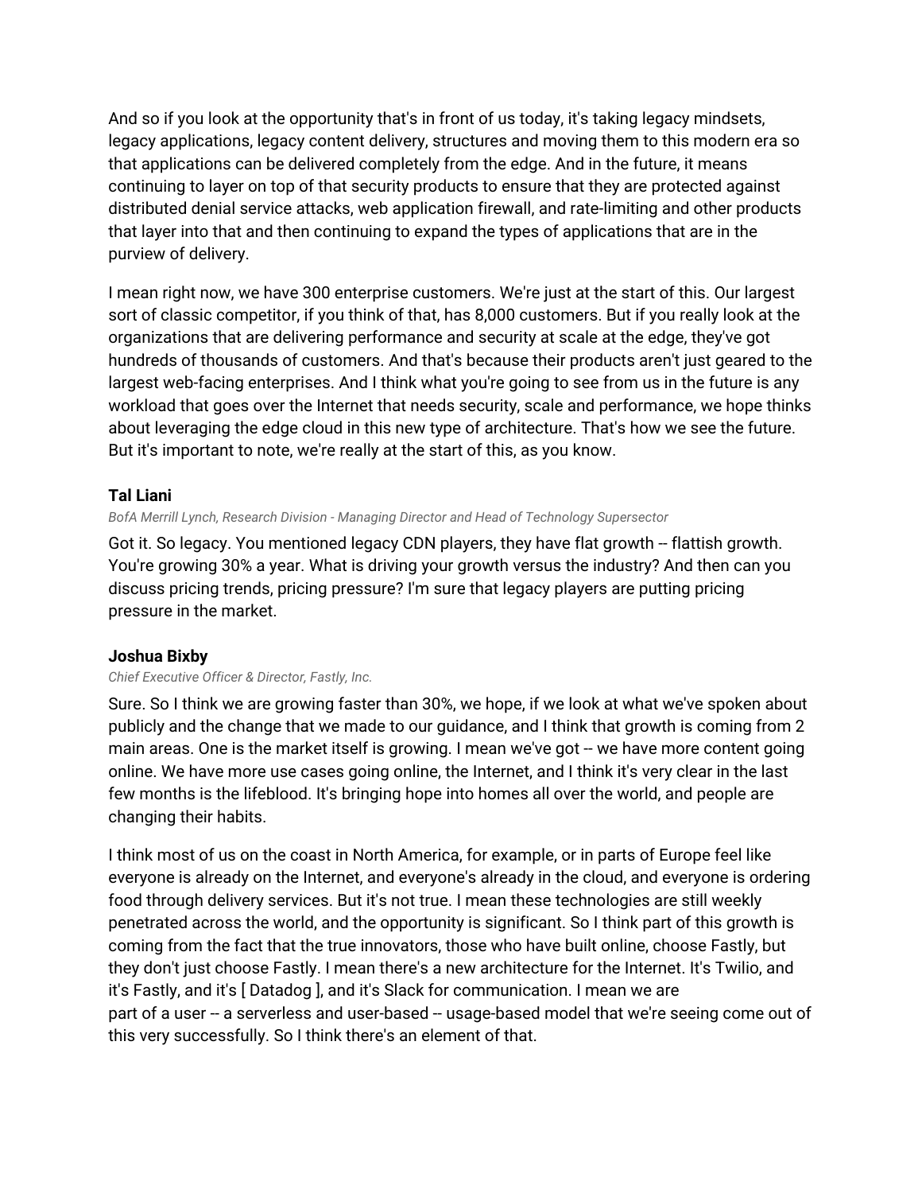And so if you look at the opportunity that's in front of us today, it's taking legacy mindsets, legacy applications, legacy content delivery, structures and moving them to this modern era so that applications can be delivered completely from the edge. And in the future, it means continuing to layer on top of that security products to ensure that they are protected against distributed denial service attacks, web application firewall, and rate-limiting and other products that layer into that and then continuing to expand the types of applications that are in the purview of delivery.

I mean right now, we have 300 enterprise customers. We're just at the start of this. Our largest sort of classic competitor, if you think of that, has 8,000 customers. But if you really look at the organizations that are delivering performance and security at scale at the edge, they've got hundreds of thousands of customers. And that's because their products aren't just geared to the largest web-facing enterprises. And I think what you're going to see from us in the future is any workload that goes over the Internet that needs security, scale and performance, we hope thinks about leveraging the edge cloud in this new type of architecture. That's how we see the future. But it's important to note, we're really at the start of this, as you know.

**Tal Liani**

*BofA Merrill Lynch, Research Division - Managing Director and Head of Technology Supersector*

Got it. So legacy. You mentioned legacy CDN players, they have flat growth -- flattish growth. You're growing 30% a year. What is driving your growth versus the industry? And then can you discuss pricing trends, pricing pressure? I'm sure that legacy players are putting pricing pressure in the market.

**Joshua Bixby**

*Chief Executive Officer & Director, Fastly, Inc.*

Sure. So I think we are growing faster than 30%, we hope, if we look at what we've spoken about publicly and the change that we made to our guidance, and I think that growth is coming from 2 main areas. One is the market itself is growing. I mean we've got -- we have more content going online. We have more use cases going online, the Internet, and I think it's very clear in the last few months is the lifeblood. It's bringing hope into homes all over the world, and people are changing their habits.

I think most of us on the coast in North America, for example, or in parts of Europe feel like everyone is already on the Internet, and everyone's already in the cloud, and everyone is ordering food through delivery services. But it's not true. I mean these technologies are still weekly penetrated across the world, and the opportunity is significant. So I think part of this growth is coming from the fact that the true innovators, those who have built online, choose Fastly, but they don't just choose Fastly. I mean there's a new architecture for the Internet. It's Twilio, and it's Fastly, and it's [ Datadog ], and it's Slack for communication. I mean we are part of a user -- a serverless and user-based -- usage-based model that we're seeing come out of this very successfully. So I think there's an element of that.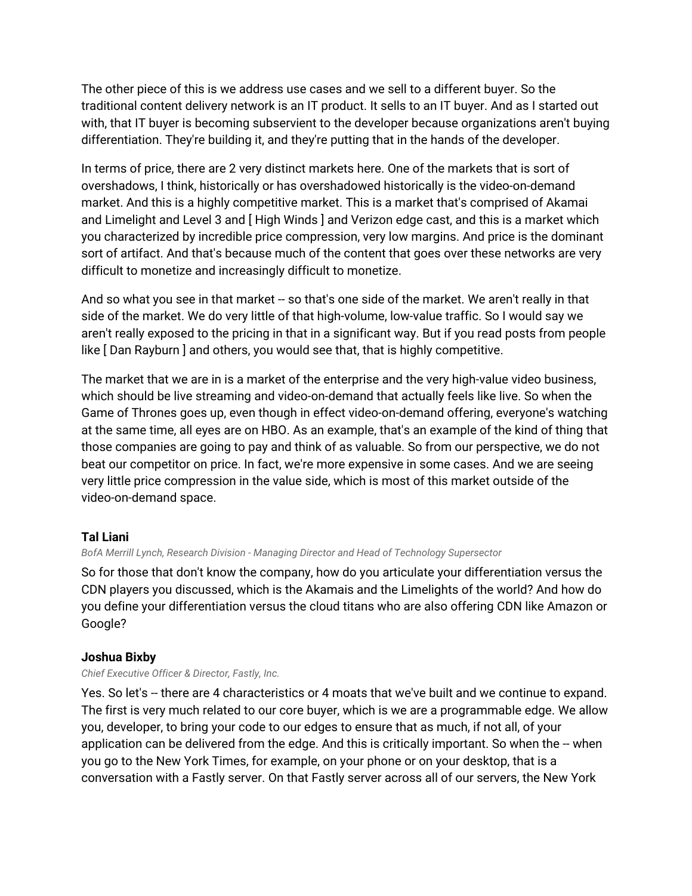The other piece of this is we address use cases and we sell to a different buyer. So the traditional content delivery network is an IT product. It sells to an IT buyer. And as I started out with, that IT buyer is becoming subservient to the developer because organizations aren't buying differentiation. They're building it, and they're putting that in the hands of the developer.

In terms of price, there are 2 very distinct markets here. One of the markets that is sort of overshadows, I think, historically or has overshadowed historically is the video-on-demand market. And this is a highly competitive market. This is a market that's comprised of Akamai and Limelight and Level 3 and [ High Winds ] and Verizon edge cast, and this is a market which you characterized by incredible price compression, very low margins. And price is the dominant sort of artifact. And that's because much of the content that goes over these networks are very difficult to monetize and increasingly difficult to monetize.

And so what you see in that market -- so that's one side of the market. We aren't really in that side of the market. We do very little of that high-volume, low-value traffic. So I would say we aren't really exposed to the pricing in that in a significant way. But if you read posts from people like [ Dan Rayburn ] and others, you would see that, that is highly competitive.

The market that we are in is a market of the enterprise and the very high-value video business, which should be live streaming and video-on-demand that actually feels like live. So when the Game of Thrones goes up, even though in effect video-on-demand offering, everyone's watching at the same time, all eyes are on HBO. As an example, that's an example of the kind of thing that those companies are going to pay and think of as valuable. So from our perspective, we do not beat our competitor on price. In fact, we're more expensive in some cases. And we are seeing very little price compression in the value side, which is most of this market outside of the video-on-demand space.

**Tal Liani**

*BofA Merrill Lynch, Research Division - Managing Director and Head of Technology Supersector*

So for those that don't know the company, how do you articulate your differentiation versus the CDN players you discussed, which is the Akamais and the Limelights of the world? And how do you define your differentiation versus the cloud titans who are also offering CDN like Amazon or Google?

**Joshua Bixby**

*Chief Executive Officer & Director, Fastly, Inc.*

Yes. So let's -- there are 4 characteristics or 4 moats that we've built and we continue to expand. The first is very much related to our core buyer, which is we are a programmable edge. We allow you, developer, to bring your code to our edges to ensure that as much, if not all, of your application can be delivered from the edge. And this is critically important. So when the -- when you go to the New York Times, for example, on your phone or on your desktop, that is a conversation with a Fastly server. On that Fastly server across all of our servers, the New York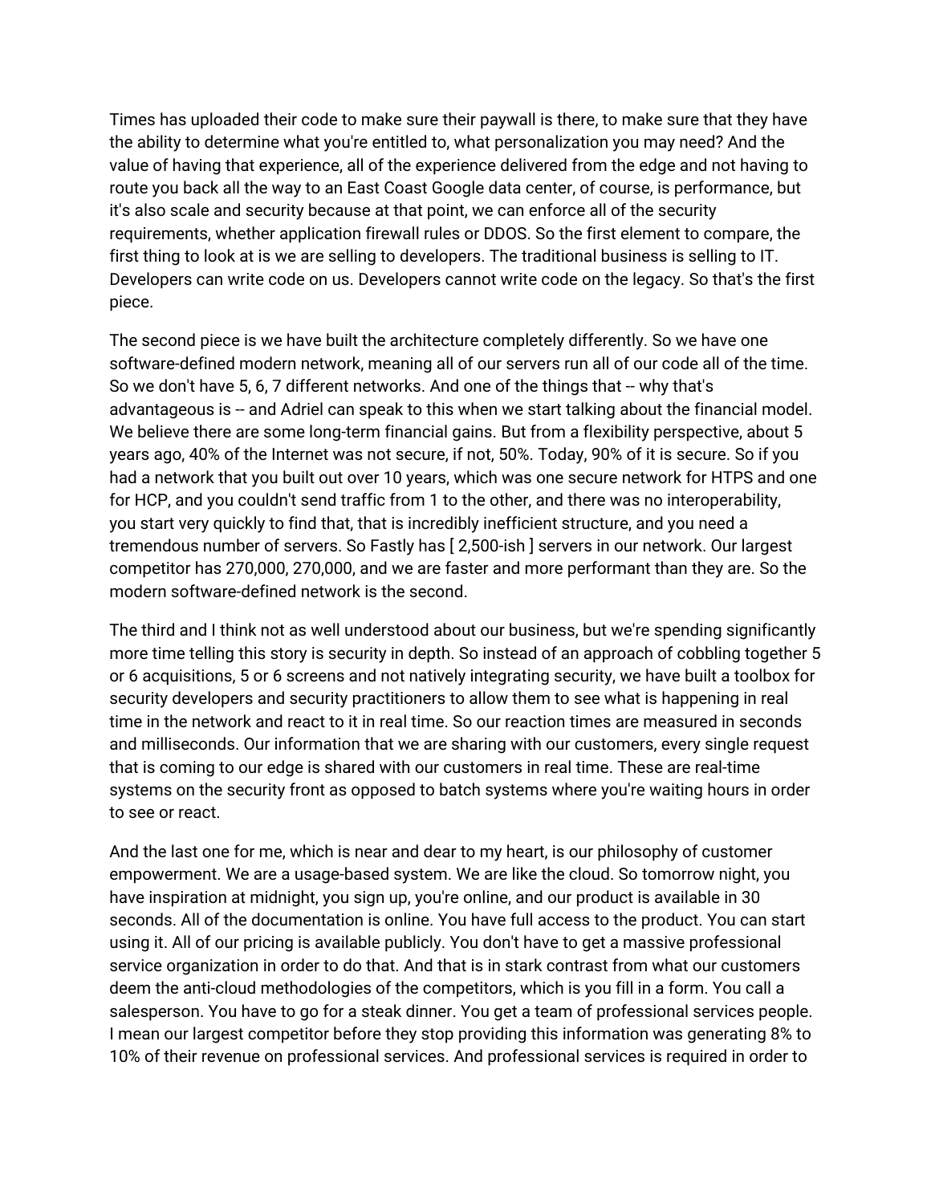Times has uploaded their code to make sure their paywall is there, to make sure that they have the ability to determine what you're entitled to, what personalization you may need? And the value of having that experience, all of the experience delivered from the edge and not having to route you back all the way to an East Coast Google data center, of course, is performance, but it's also scale and security because at that point, we can enforce all of the security requirements, whether application firewall rules or DDOS. So the first element to compare, the first thing to look at is we are selling to developers. The traditional business is selling to IT. Developers can write code on us. Developers cannot write code on the legacy. So that's the first piece.

The second piece is we have built the architecture completely differently. So we have one software-defined modern network, meaning all of our servers run all of our code all of the time. So we don't have 5, 6, 7 different networks. And one of the things that -- why that's advantageous is -- and Adriel can speak to this when we start talking about the financial model. We believe there are some long-term financial gains. But from a flexibility perspective, about 5 years ago, 40% of the Internet was not secure, if not, 50%. Today, 90% of it is secure. So if you had a network that you built out over 10 years, which was one secure network for HTPS and one for HCP, and you couldn't send traffic from 1 to the other, and there was no interoperability, you start very quickly to find that, that is incredibly inefficient structure, and you need a tremendous number of servers. So Fastly has [ 2,500-ish ] servers in our network. Our largest competitor has 270,000, 270,000, and we are faster and more performant than they are. So the modern software-defined network is the second.

The third and I think not as well understood about our business, but we're spending significantly more time telling this story is security in depth. So instead of an approach of cobbling together 5 or 6 acquisitions, 5 or 6 screens and not natively integrating security, we have built a toolbox for security developers and security practitioners to allow them to see what is happening in real time in the network and react to it in real time. So our reaction times are measured in seconds and milliseconds. Our information that we are sharing with our customers, every single request that is coming to our edge is shared with our customers in real time. These are real-time systems on the security front as opposed to batch systems where you're waiting hours in order to see or react.

And the last one for me, which is near and dear to my heart, is our philosophy of customer empowerment. We are a usage-based system. We are like the cloud. So tomorrow night, you have inspiration at midnight, you sign up, you're online, and our product is available in 30 seconds. All of the documentation is online. You have full access to the product. You can start using it. All of our pricing is available publicly. You don't have to get a massive professional service organization in order to do that. And that is in stark contrast from what our customers deem the anti-cloud methodologies of the competitors, which is you fill in a form. You call a salesperson. You have to go for a steak dinner. You get a team of professional services people. I mean our largest competitor before they stop providing this information was generating 8% to 10% of their revenue on professional services. And professional services is required in order to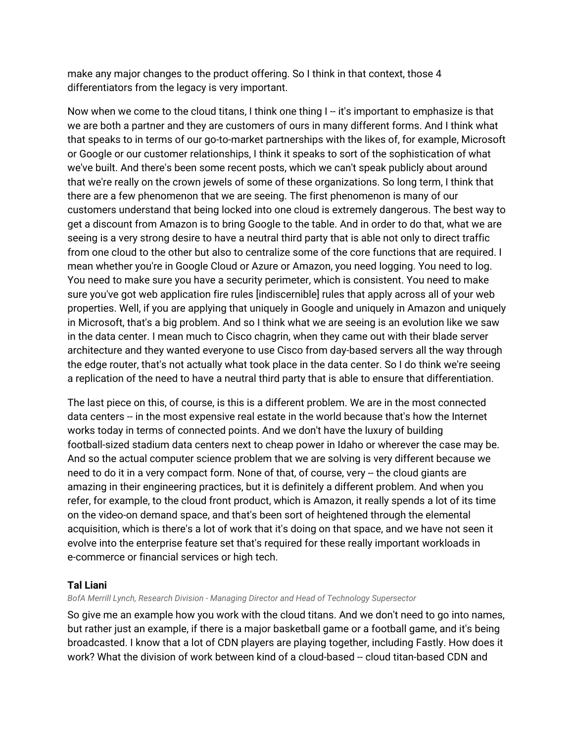make any major changes to the product offering. So I think in that context, those 4 differentiators from the legacy is very important.

Now when we come to the cloud titans, I think one thing I -- it's important to emphasize is that we are both a partner and they are customers of ours in many different forms. And I think what that speaks to in terms of our go-to-market partnerships with the likes of, for example, Microsoft or Google or our customer relationships, I think it speaks to sort of the sophistication of what we've built. And there's been some recent posts, which we can't speak publicly about around that we're really on the crown jewels of some of these organizations. So long term, I think that there are a few phenomenon that we are seeing. The first phenomenon is many of our customers understand that being locked into one cloud is extremely dangerous. The best way to get a discount from Amazon is to bring Google to the table. And in order to do that, what we are seeing is a very strong desire to have a neutral third party that is able not only to direct traffic from one cloud to the other but also to centralize some of the core functions that are required. I mean whether you're in Google Cloud or Azure or Amazon, you need logging. You need to log. You need to make sure you have a security perimeter, which is consistent. You need to make sure you've got web application fire rules [indiscernible] rules that apply across all of your web properties. Well, if you are applying that uniquely in Google and uniquely in Amazon and uniquely in Microsoft, that's a big problem. And so I think what we are seeing is an evolution like we saw in the data center. I mean much to Cisco chagrin, when they came out with their blade server architecture and they wanted everyone to use Cisco from day-based servers all the way through the edge router, that's not actually what took place in the data center. So I do think we're seeing a replication of the need to have a neutral third party that is able to ensure that differentiation.

The last piece on this, of course, is this is a different problem. We are in the most connected data centers -- in the most expensive real estate in the world because that's how the Internet works today in terms of connected points. And we don't have the luxury of building football-sized stadium data centers next to cheap power in Idaho or wherever the case may be. And so the actual computer science problem that we are solving is very different because we need to do it in a very compact form. None of that, of course, very -- the cloud giants are amazing in their engineering practices, but it is definitely a different problem. And when you refer, for example, to the cloud front product, which is Amazon, it really spends a lot of its time on the video-on demand space, and that's been sort of heightened through the elemental acquisition, which is there's a lot of work that it's doing on that space, and we have not seen it evolve into the enterprise feature set that's required for these really important workloads in e-commerce or financial services or high tech.

**Tal Liani**

*BofA Merrill Lynch, Research Division - Managing Director and Head of Technology Supersector*

So give me an example how you work with the cloud titans. And we don't need to go into names, but rather just an example, if there is a major basketball game or a football game, and it's being broadcasted. I know that a lot of CDN players are playing together, including Fastly. How does it work? What the division of work between kind of a cloud-based -- cloud titan-based CDN and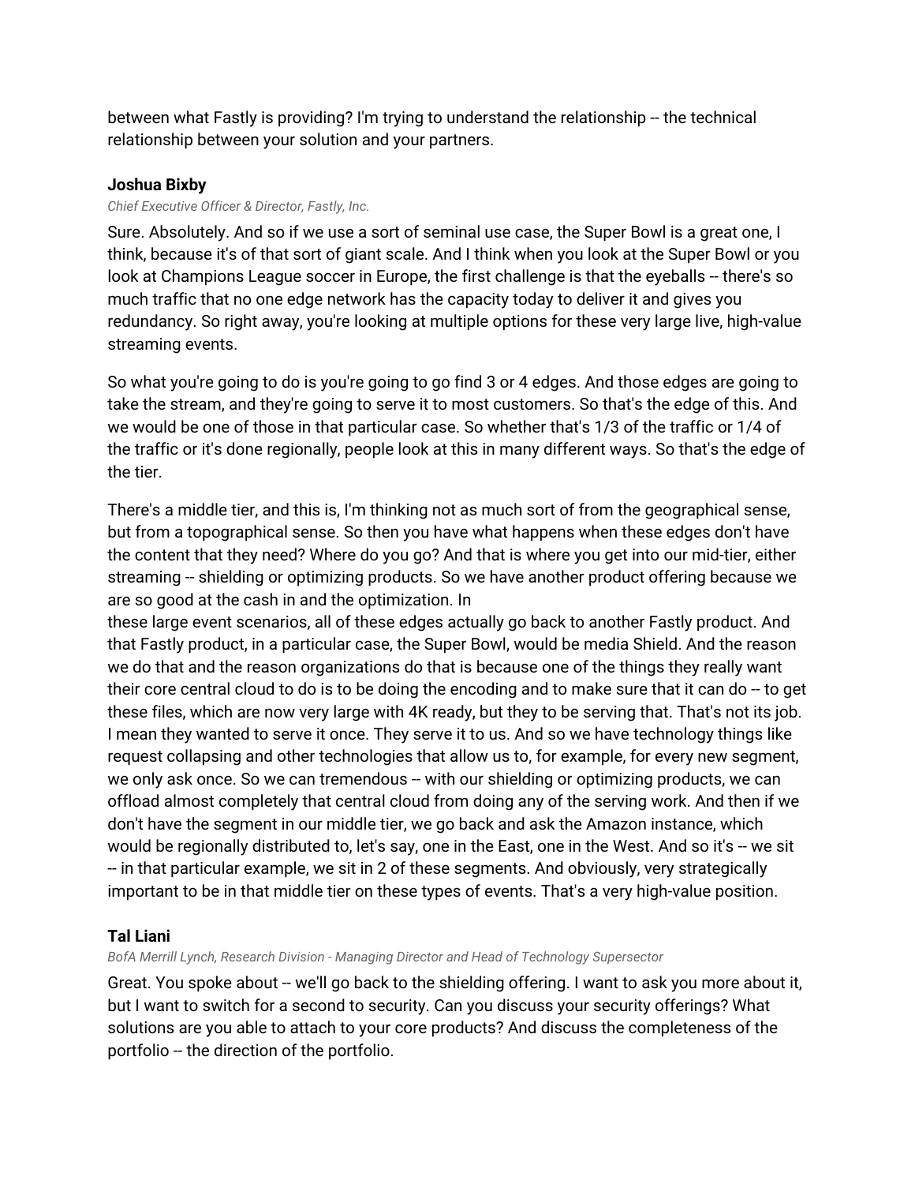between what Fastly is providing? I'm trying to understand the relationship -- the technical relationship between your solution and your partners.

**Joshua Bixby**

*Chief Executive Officer & Director, Fastly, Inc.*

Sure. Absolutely. And so if we use a sort of seminal use case, the Super Bowl is a great one, I think, because it's of that sort of giant scale. And I think when you look at the Super Bowl or you look at Champions League soccer in Europe, the first challenge is that the eyeballs -- there's so much traffic that no one edge network has the capacity today to deliver it and gives you redundancy. So right away, you're looking at multiple options for these very large live, high-value streaming events.

So what you're going to do is you're going to go find 3 or 4 edges. And those edges are going to take the stream, and they're going to serve it to most customers. So that's the edge of this. And we would be one of those in that particular case. So whether that's 1/3 of the traffic or 1/4 of the traffic or it's done regionally, people look at this in many different ways. So that's the edge of the tier.

There's a middle tier, and this is, I'm thinking not as much sort of from the geographical sense, but from a topographical sense. So then you have what happens when these edges don't have the content that they need? Where do you go? And that is where you get into our mid-tier, either streaming -- shielding or optimizing products. So we have another product offering because we are so good at the cash in and the optimization. In these large event scenarios, all of these edges actually go back to another Fastly product. And that Fastly product, in a particular case, the Super Bowl, would be media Shield. And the reason we do that and the reason organizations do that is because one of the things they really want their core central cloud to do is to be doing the encoding and to make sure that it can do -- to get these files, which are now very large with 4K ready, but they to be serving that. That's not its job. I mean they wanted to serve it once. They serve it to us. And so we have technology things like request collapsing and other technologies that allow us to, for example, for every new segment, we only ask once. So we can tremendous -- with our shielding or optimizing products, we can offload almost completely that central cloud from doing any of the serving work. And then if we don't have the segment in our middle tier, we go back and ask the Amazon instance, which would be regionally distributed to, let's say, one in the East, one in the West. And so it's -- we sit -- in that particular example, we sit in 2 of these segments. And obviously, very strategically important to be in that middle tier on these types of events. That's a very high-value position.

**Tal Liani**

*BofA Merrill Lynch, Research Division - Managing Director and Head of Technology Supersector*

Great. You spoke about -- we'll go back to the shielding offering. I want to ask you more about it, but I want to switch for a second to security. Can you discuss your security offerings? What solutions are you able to attach to your core products? And discuss the completeness of the portfolio -- the direction of the portfolio.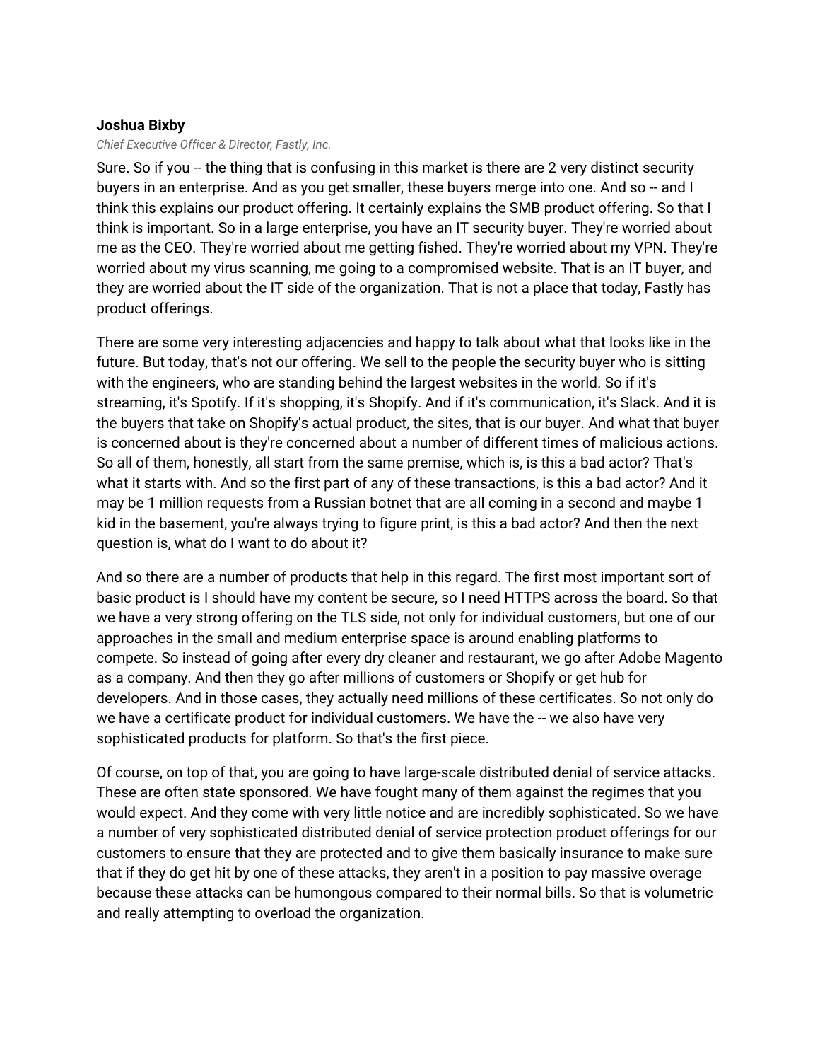**Joshua Bixby**

*Chief Executive Officer & Director, Fastly, Inc.*

Sure. So if you -- the thing that is confusing in this market is there are 2 very distinct security buyers in an enterprise. And as you get smaller, these buyers merge into one. And so -- and I think this explains our product offering. It certainly explains the SMB product offering. So that I think is important. So in a large enterprise, you have an IT security buyer. They're worried about me as the CEO. They're worried about me getting fished. They're worried about my VPN. They're worried about my virus scanning, me going to a compromised website. That is an IT buyer, and they are worried about the IT side of the organization. That is not a place that today, Fastly has product offerings.

There are some very interesting adjacencies and happy to talk about what that looks like in the future. But today, that's not our offering. We sell to the people the security buyer who is sitting with the engineers, who are standing behind the largest websites in the world. So if it's streaming, it's Spotify. If it's shopping, it's Shopify. And if it's communication, it's Slack. And it is the buyers that take on Shopify's actual product, the sites, that is our buyer. And what that buyer is concerned about is they're concerned about a number of different times of malicious actions. So all of them, honestly, all start from the same premise, which is, is this a bad actor? That's what it starts with. And so the first part of any of these transactions, is this a bad actor? And it may be 1 million requests from a Russian botnet that are all coming in a second and maybe 1 kid in the basement, you're always trying to figure print, is this a bad actor? And then the next question is, what do I want to do about it?

And so there are a number of products that help in this regard. The first most important sort of basic product is I should have my content be secure, so I need HTTPS across the board. So that we have a very strong offering on the TLS side, not only for individual customers, but one of our approaches in the small and medium enterprise space is around enabling platforms to compete. So instead of going after every dry cleaner and restaurant, we go after Adobe Magento as a company. And then they go after millions of customers or Shopify or get hub for developers. And in those cases, they actually need millions of these certificates. So not only do we have a certificate product for individual customers. We have the -- we also have very sophisticated products for platform. So that's the first piece.

Of course, on top of that, you are going to have large-scale distributed denial of service attacks. These are often state sponsored. We have fought many of them against the regimes that you would expect. And they come with very little notice and are incredibly sophisticated. So we have a number of very sophisticated distributed denial of service protection product offerings for our customers to ensure that they are protected and to give them basically insurance to make sure that if they do get hit by one of these attacks, they aren't in a position to pay massive overage because these attacks can be humongous compared to their normal bills. So that is volumetric and really attempting to overload the organization.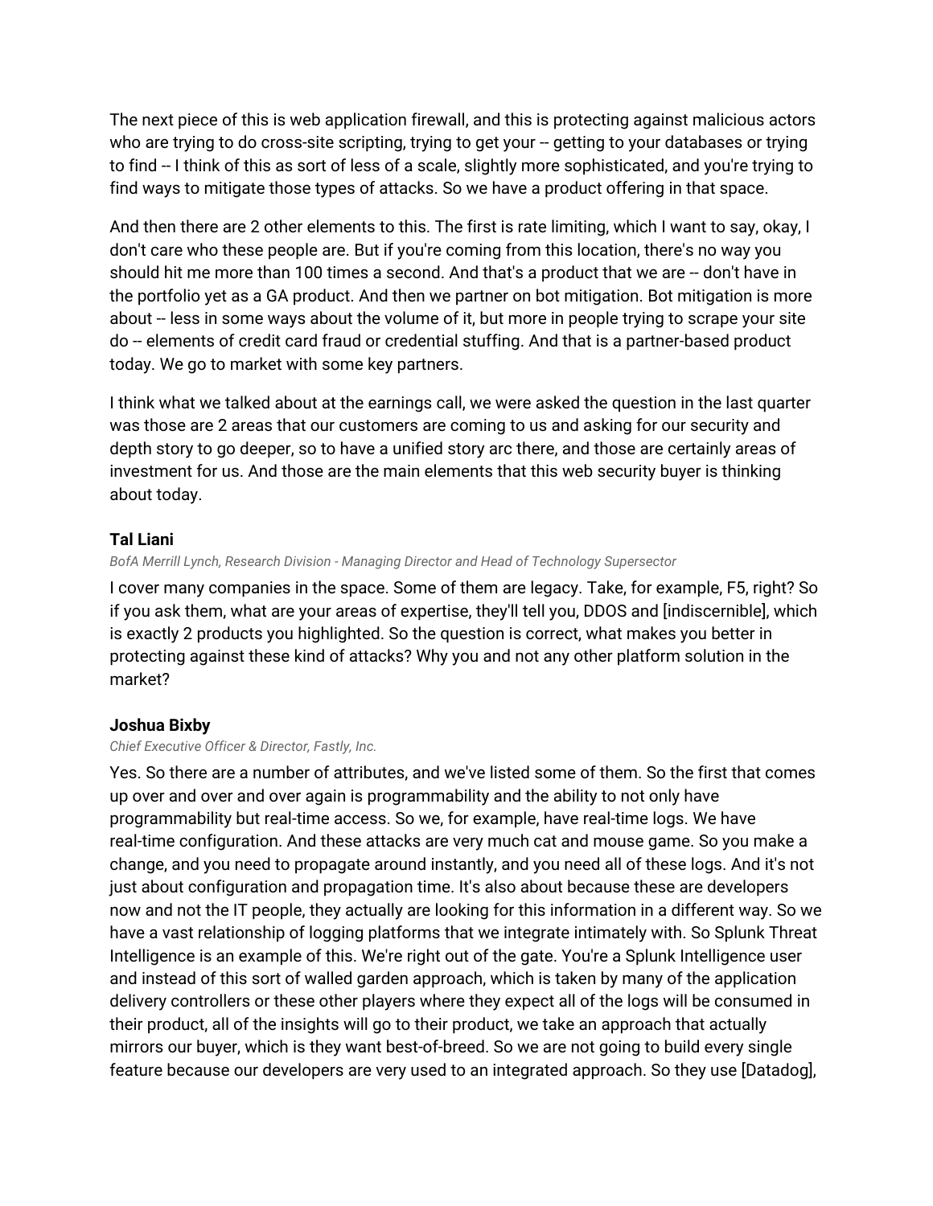The next piece of this is web application firewall, and this is protecting against malicious actors who are trying to do cross-site scripting, trying to get your -- getting to your databases or trying to find -- I think of this as sort of less of a scale, slightly more sophisticated, and you're trying to find ways to mitigate those types of attacks. So we have a product offering in that space.

And then there are 2 other elements to this. The first is rate limiting, which I want to say, okay, I don't care who these people are. But if you're coming from this location, there's no way you should hit me more than 100 times a second. And that's a product that we are -- don't have in the portfolio yet as a GA product. And then we partner on bot mitigation. Bot mitigation is more about -- less in some ways about the volume of it, but more in people trying to scrape your site do -- elements of credit card fraud or credential stuffing. And that is a partner-based product today. We go to market with some key partners.

I think what we talked about at the earnings call, we were asked the question in the last quarter was those are 2 areas that our customers are coming to us and asking for our security and depth story to go deeper, so to have a unified story arc there, and those are certainly areas of investment for us. And those are the main elements that this web security buyer is thinking about today.

**Tal Liani**

*BofA Merrill Lynch, Research Division - Managing Director and Head of Technology Supersector*

I cover many companies in the space. Some of them are legacy. Take, for example, F5, right? So if you ask them, what are your areas of expertise, they'll tell you, DDOS and [indiscernible], which is exactly 2 products you highlighted. So the question is correct, what makes you better in protecting against these kind of attacks? Why you and not any other platform solution in the market?

**Joshua Bixby**

*Chief Executive Officer & Director, Fastly, Inc.*

Yes. So there are a number of attributes, and we've listed some of them. So the first that comes up over and over and over again is programmability and the ability to not only have programmability but real-time access. So we, for example, have real-time logs. We have real-time configuration. And these attacks are very much cat and mouse game. So you make a change, and you need to propagate around instantly, and you need all of these logs. And it's not just about configuration and propagation time. It's also about because these are developers now and not the IT people, they actually are looking for this information in a different way. So we have a vast relationship of logging platforms that we integrate intimately with. So Splunk Threat Intelligence is an example of this. We're right out of the gate. You're a Splunk Intelligence user and instead of this sort of walled garden approach, which is taken by many of the application delivery controllers or these other players where they expect all of the logs will be consumed in their product, all of the insights will go to their product, we take an approach that actually mirrors our buyer, which is they want best-of-breed. So we are not going to build every single feature because our developers are very used to an integrated approach. So they use [Datadog],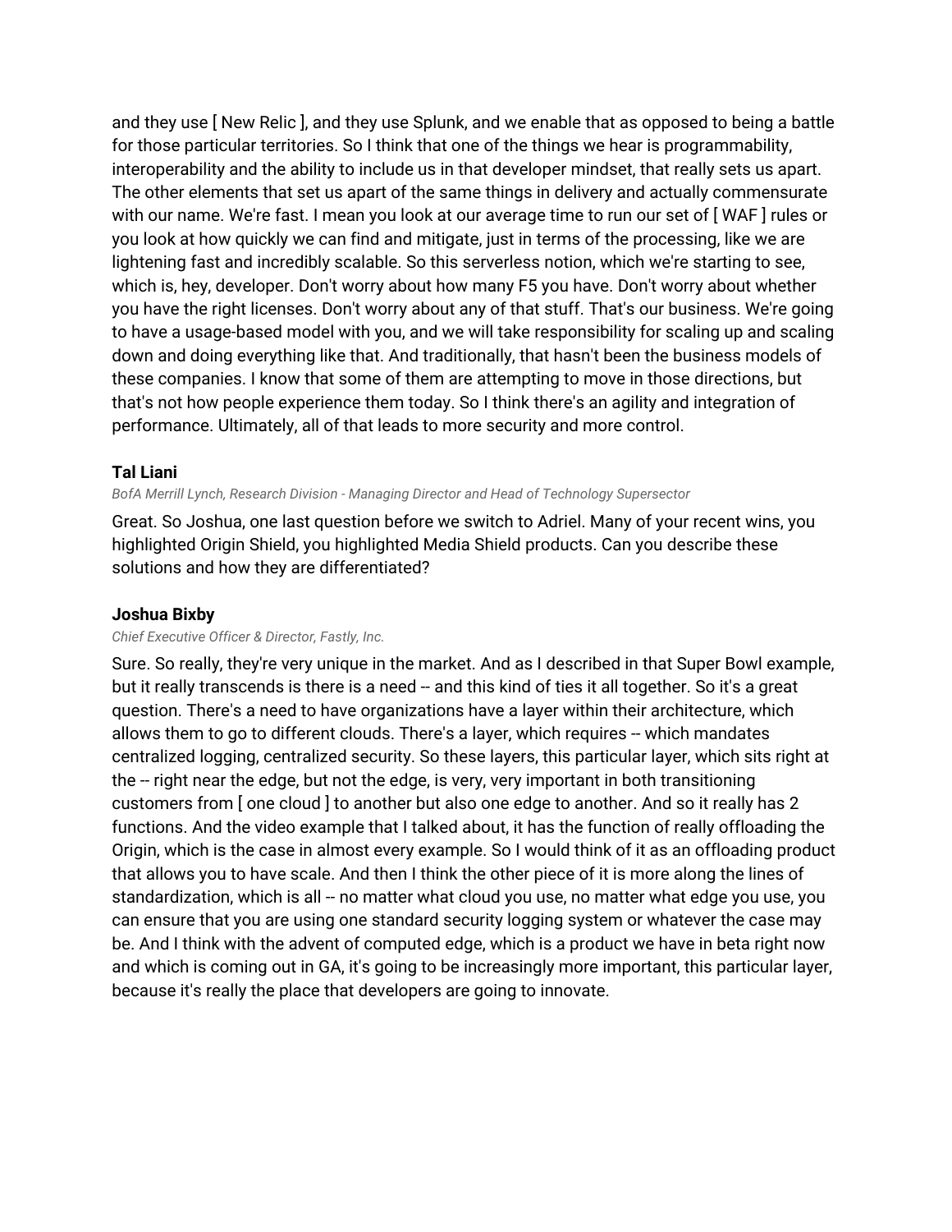and they use [ New Relic ], and they use Splunk, and we enable that as opposed to being a battle for those particular territories. So I think that one of the things we hear is programmability, interoperability and the ability to include us in that developer mindset, that really sets us apart. The other elements that set us apart of the same things in delivery and actually commensurate with our name. We're fast. I mean you look at our average time to run our set of [ WAF ] rules or you look at how quickly we can find and mitigate, just in terms of the processing, like we are lightening fast and incredibly scalable. So this serverless notion, which we're starting to see, which is, hey, developer. Don't worry about how many F5 you have. Don't worry about whether you have the right licenses. Don't worry about any of that stuff. That's our business. We're going to have a usage-based model with you, and we will take responsibility for scaling up and scaling down and doing everything like that. And traditionally, that hasn't been the business models of these companies. I know that some of them are attempting to move in those directions, but that's not how people experience them today. So I think there's an agility and integration of performance. Ultimately, all of that leads to more security and more control.

**Tal Liani**

*BofA Merrill Lynch, Research Division - Managing Director and Head of Technology Supersector*

Great. So Joshua, one last question before we switch to Adriel. Many of your recent wins, you highlighted Origin Shield, you highlighted Media Shield products. Can you describe these solutions and how they are differentiated?

**Joshua Bixby**

*Chief Executive Officer & Director, Fastly, Inc.*

Sure. So really, they're very unique in the market. And as I described in that Super Bowl example, but it really transcends is there is a need -- and this kind of ties it all together. So it's a great question. There's a need to have organizations have a layer within their architecture, which allows them to go to different clouds. There's a layer, which requires -- which mandates centralized logging, centralized security. So these layers, this particular layer, which sits right at the -- right near the edge, but not the edge, is very, very important in both transitioning customers from [ one cloud ] to another but also one edge to another. And so it really has 2 functions. And the video example that I talked about, it has the function of really offloading the Origin, which is the case in almost every example. So I would think of it as an offloading product that allows you to have scale. And then I think the other piece of it is more along the lines of standardization, which is all -- no matter what cloud you use, no matter what edge you use, you can ensure that you are using one standard security logging system or whatever the case may be. And I think with the advent of computed edge, which is a product we have in beta right now and which is coming out in GA, it's going to be increasingly more important, this particular layer, because it's really the place that developers are going to innovate.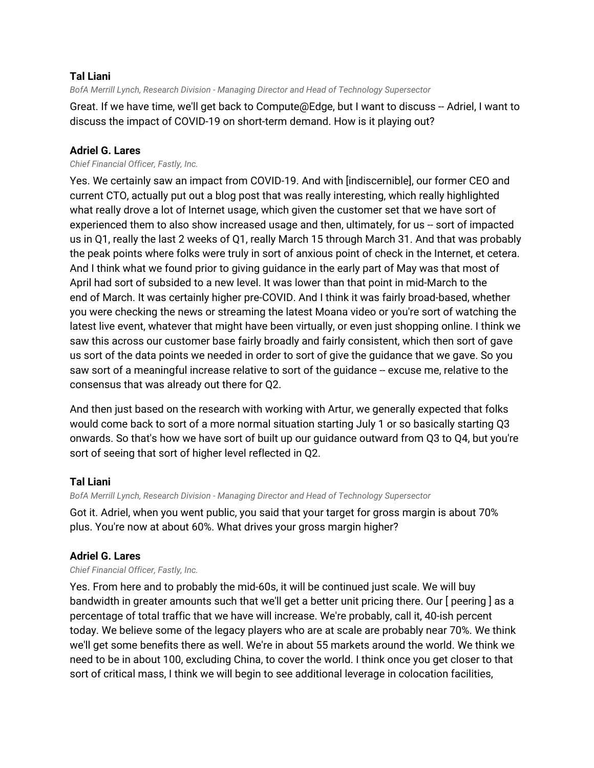**Tal Liani**

*BofA Merrill Lynch, Research Division - Managing Director and Head of Technology Supersector*

Great. If we have time, we'll get back to Compute@Edge, but I want to discuss -- Adriel, I want to discuss the impact of COVID-19 on short-term demand. How is it playing out?

**Adriel G. Lares**

*Chief Financial Officer, Fastly, Inc.*

Yes. We certainly saw an impact from COVID-19. And with [indiscernible], our former CEO and current CTO, actually put out a blog post that was really interesting, which really highlighted what really drove a lot of Internet usage, which given the customer set that we have sort of experienced them to also show increased usage and then, ultimately, for us -- sort of impacted us in Q1, really the last 2 weeks of Q1, really March 15 through March 31. And that was probably the peak points where folks were truly in sort of anxious point of check in the Internet, et cetera. And I think what we found prior to giving guidance in the early part of May was that most of April had sort of subsided to a new level. It was lower than that point in mid-March to the end of March. It was certainly higher pre-COVID. And I think it was fairly broad-based, whether you were checking the news or streaming the latest Moana video or you're sort of watching the latest live event, whatever that might have been virtually, or even just shopping online. I think we saw this across our customer base fairly broadly and fairly consistent, which then sort of gave us sort of the data points we needed in order to sort of give the guidance that we gave. So you saw sort of a meaningful increase relative to sort of the guidance -- excuse me, relative to the consensus that was already out there for Q2.

And then just based on the research with working with Artur, we generally expected that folks would come back to sort of a more normal situation starting July 1 or so basically starting Q3 onwards. So that's how we have sort of built up our guidance outward from Q3 to Q4, but you're sort of seeing that sort of higher level reflected in Q2.

**Tal Liani**

*BofA Merrill Lynch, Research Division - Managing Director and Head of Technology Supersector*

Got it. Adriel, when you went public, you said that your target for gross margin is about 70% plus. You're now at about 60%. What drives your gross margin higher?

**Adriel G. Lares**

*Chief Financial Officer, Fastly, Inc.*

Yes. From here and to probably the mid-60s, it will be continued just scale. We will buy bandwidth in greater amounts such that we'll get a better unit pricing there. Our [ peering ] as a percentage of total traffic that we have will increase. We're probably, call it, 40-ish percent today. We believe some of the legacy players who are at scale are probably near 70%. We think we'll get some benefits there as well. We're in about 55 markets around the world. We think we need to be in about 100, excluding China, to cover the world. I think once you get closer to that sort of critical mass, I think we will begin to see additional leverage in colocation facilities,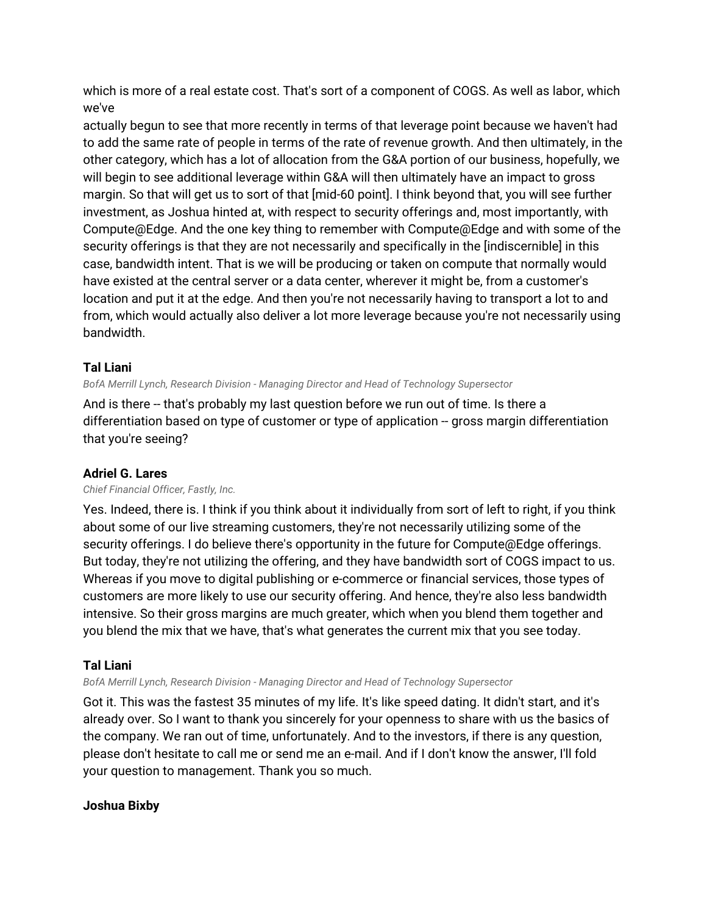which is more of a real estate cost. That's sort of a component of COGS. As well as labor, which we've
actually begun to see that more recently in terms of that leverage point because we haven't had to add the same rate of people in terms of the rate of revenue growth. And then ultimately, in the other category, which has a lot of allocation from the G&A portion of our business, hopefully, we will begin to see additional leverage within G&A will then ultimately have an impact to gross margin. So that will get us to sort of that [mid-60 point]. I think beyond that, you will see further investment, as Joshua hinted at, with respect to security offerings and, most importantly, with Compute@Edge. And the one key thing to remember with Compute@Edge and with some of the security offerings is that they are not necessarily and specifically in the [indiscernible] in this case, bandwidth intent. That is we will be producing or taken on compute that normally would have existed at the central server or a data center, wherever it might be, from a customer's location and put it at the edge. And then you're not necessarily having to transport a lot to and from, which would actually also deliver a lot more leverage because you're not necessarily using bandwidth.

**Tal Liani**

*BofA Merrill Lynch, Research Division - Managing Director and Head of Technology Supersector*

And is there -- that's probably my last question before we run out of time. Is there a differentiation based on type of customer or type of application -- gross margin differentiation that you're seeing?

**Adriel G. Lares**

*Chief Financial Officer, Fastly, Inc.*

Yes. Indeed, there is. I think if you think about it individually from sort of left to right, if you think about some of our live streaming customers, they're not necessarily utilizing some of the security offerings. I do believe there's opportunity in the future for Compute@Edge offerings. But today, they're not utilizing the offering, and they have bandwidth sort of COGS impact to us. Whereas if you move to digital publishing or e-commerce or financial services, those types of customers are more likely to use our security offering. And hence, they're also less bandwidth intensive. So their gross margins are much greater, which when you blend them together and you blend the mix that we have, that's what generates the current mix that you see today.

**Tal Liani**

*BofA Merrill Lynch, Research Division - Managing Director and Head of Technology Supersector*

Got it. This was the fastest 35 minutes of my life. It's like speed dating. It didn't start, and it's already over. So I want to thank you sincerely for your openness to share with us the basics of the company. We ran out of time, unfortunately. And to the investors, if there is any question, please don't hesitate to call me or send me an e-mail. And if I don't know the answer, I'll fold your question to management. Thank you so much.

**Joshua Bixby**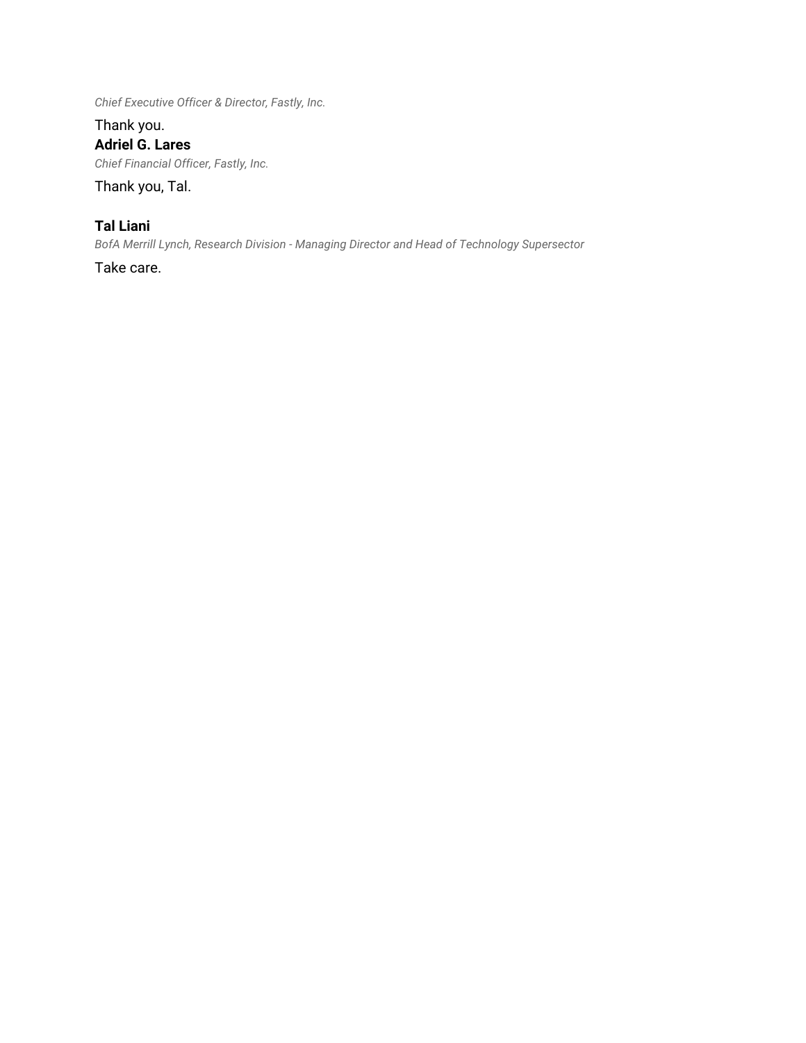*Chief Executive Officer & Director, Fastly, Inc.*

Thank you.

**Adriel G. Lares**

*Chief Financial Officer, Fastly, Inc.*

Thank you, Tal.

**Tal Liani**

*BofA Merrill Lynch, Research Division - Managing Director and Head of Technology Supersector*

Take care.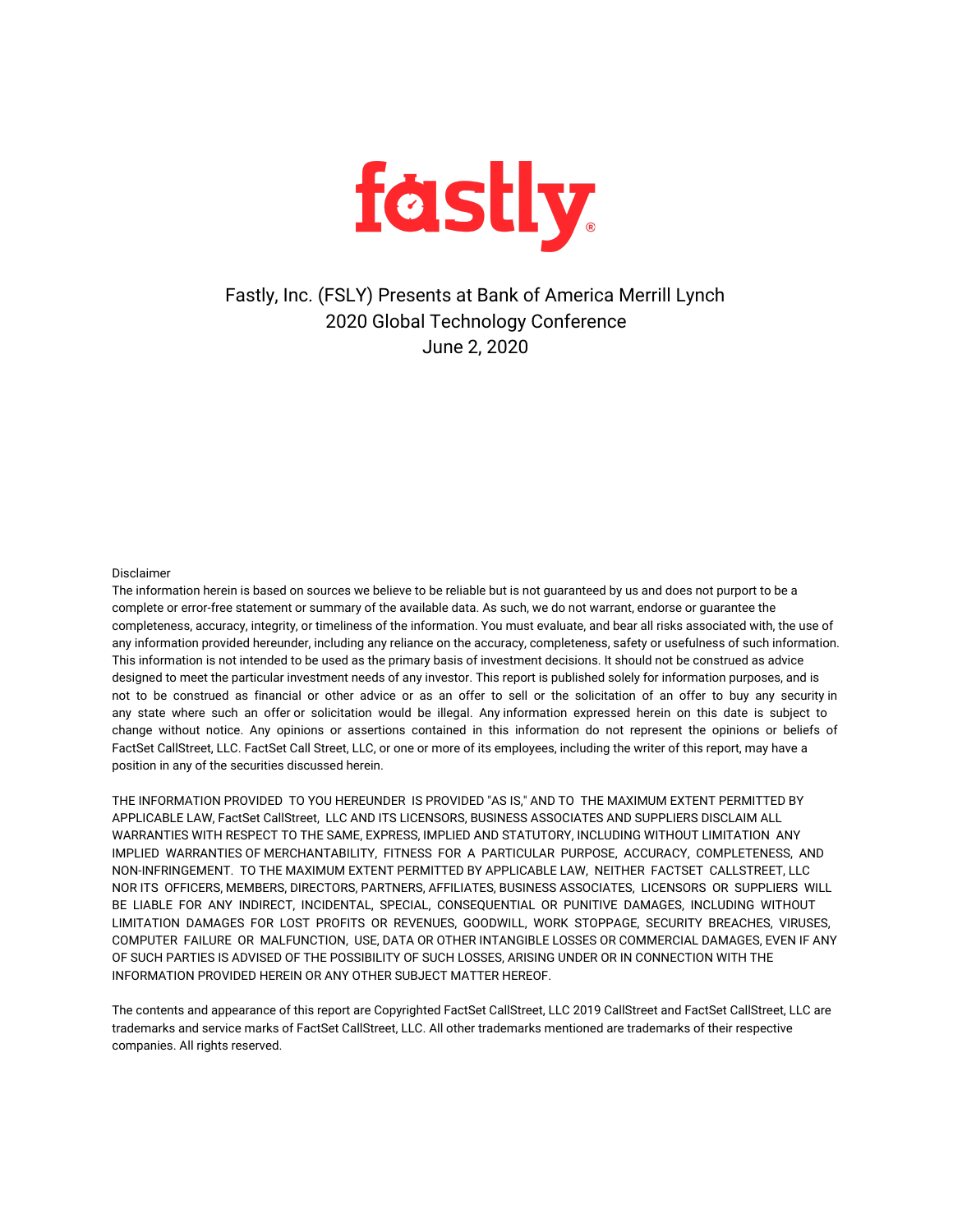fastly

Fastly, Inc. (FSLY) Presents at Bank of America Merrill Lynch 2020 Global Technology Conference
June 2, 2020

Disclaimer
The information herein is based on sources we believe to be reliable but is not guaranteed by us and does not purport to be a complete or error-free statement or summary of the available data. As such, we do not warrant, endorse or guarantee the completeness, accuracy, integrity, or timeliness of the information. You must evaluate, and bear all risks associated with, the use of any information provided hereunder, including any reliance on the accuracy, completeness, safety or usefulness of such information. This information is not intended to be used as the primary basis of investment decisions. It should not be construed as advice designed to meet the particular investment needs of any investor. This report is published solely for information purposes, and is not to be construed as financial or other advice or as an offer to sell or the solicitation of an offer to buy any security in any state where such an offer or solicitation would be illegal. Any information expressed herein on this date is subject to change without notice. Any opinions or assertions contained in this information do not represent the opinions or beliefs of FactSet CallStreet, LLC. FactSet Call Street, LLC, or one or more of its employees, including the writer of this report, may have a position in any of the securities discussed herein.

THE INFORMATION PROVIDED TO YOU HEREUNDER IS PROVIDED "AS IS," AND TO THE MAXIMUM EXTENT PERMITTED BY APPLICABLE LAW, FactSet CallStreet, LLC AND ITS LICENSORS, BUSINESS ASSOCIATES AND SUPPLIERS DISCLAIM ALL WARRANTIES WITH RESPECT TO THE SAME, EXPRESS, IMPLIED AND STATUTORY, INCLUDING WITHOUT LIMITATION ANY IMPLIED WARRANTIES OF MERCHANTABILITY, FITNESS FOR A PARTICULAR PURPOSE, ACCURACY, COMPLETENESS, AND NON-INFRINGEMENT. TO THE MAXIMUM EXTENT PERMITTED BY APPLICABLE LAW, NEITHER FACTSET CALLSTREET, LLC NOR ITS OFFICERS, MEMBERS, DIRECTORS, PARTNERS, AFFILIATES, BUSINESS ASSOCIATES, LICENSORS OR SUPPLIERS WILL BE LIABLE FOR ANY INDIRECT, INCIDENTAL, SPECIAL, CONSEQUENTIAL OR PUNITIVE DAMAGES, INCLUDING WITHOUT LIMITATION DAMAGES FOR LOST PROFITS OR REVENUES, GOODWILL, WORK STOPPAGE, SECURITY BREACHES, VIRUSES, COMPUTER FAILURE OR MALFUNCTION, USE, DATA OR OTHER INTANGIBLE LOSSES OR COMMERCIAL DAMAGES, EVEN IF ANY OF SUCH PARTIES IS ADVISED OF THE POSSIBILITY OF SUCH LOSSES, ARISING UNDER OR IN CONNECTION WITH THE INFORMATION PROVIDED HEREIN OR ANY OTHER SUBJECT MATTER HEREOF.

The contents and appearance of this report are Copyrighted FactSet CallStreet, LLC 2019 CallStreet and FactSet CallStreet, LLC are trademarks and service marks of FactSet CallStreet, LLC. All other trademarks mentioned are trademarks of their respective companies. All rights reserved.